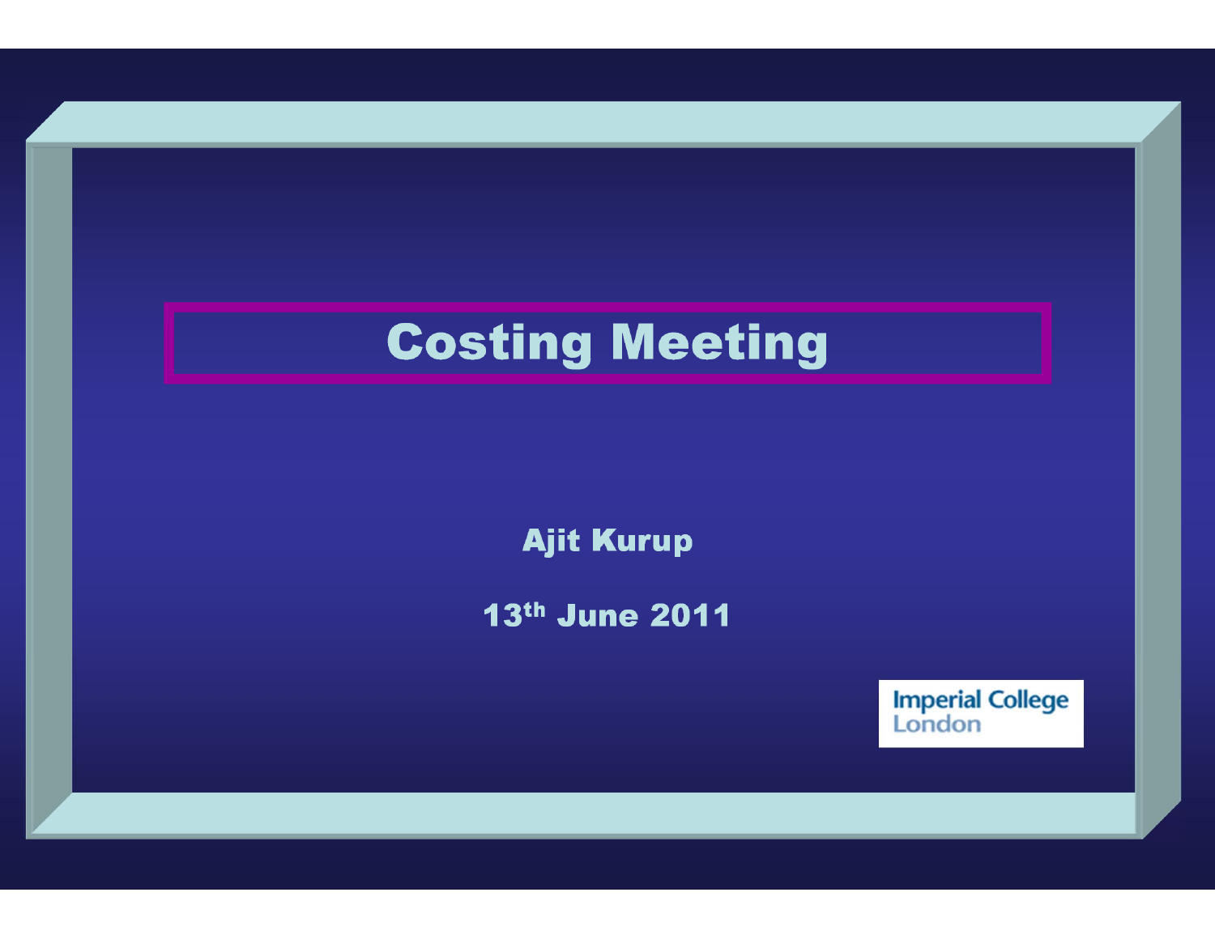# Costing Meeting

**Ajit Kurup**

**13th June 2011**

Imperial College London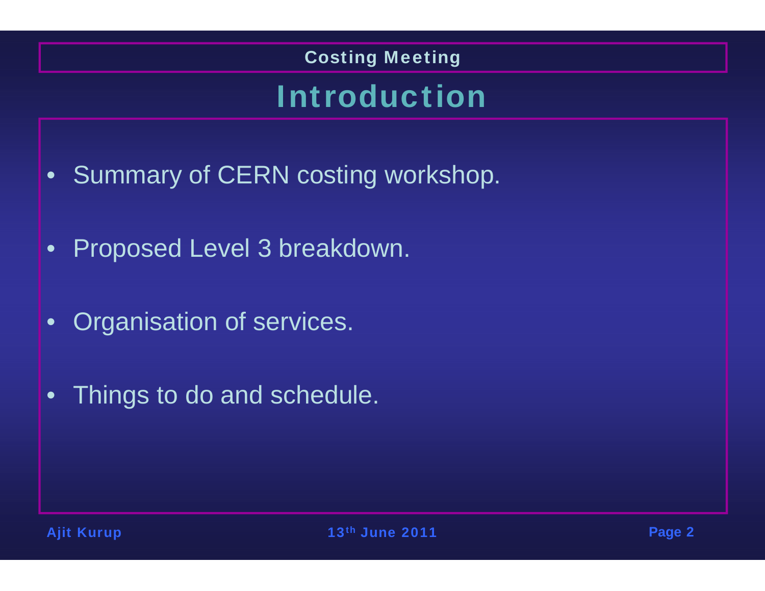# Introduction

- Summary of CERN costing workshop.
- Proposed Level 3 breakdown.
- Organisation of services.
- Things to do and schedule.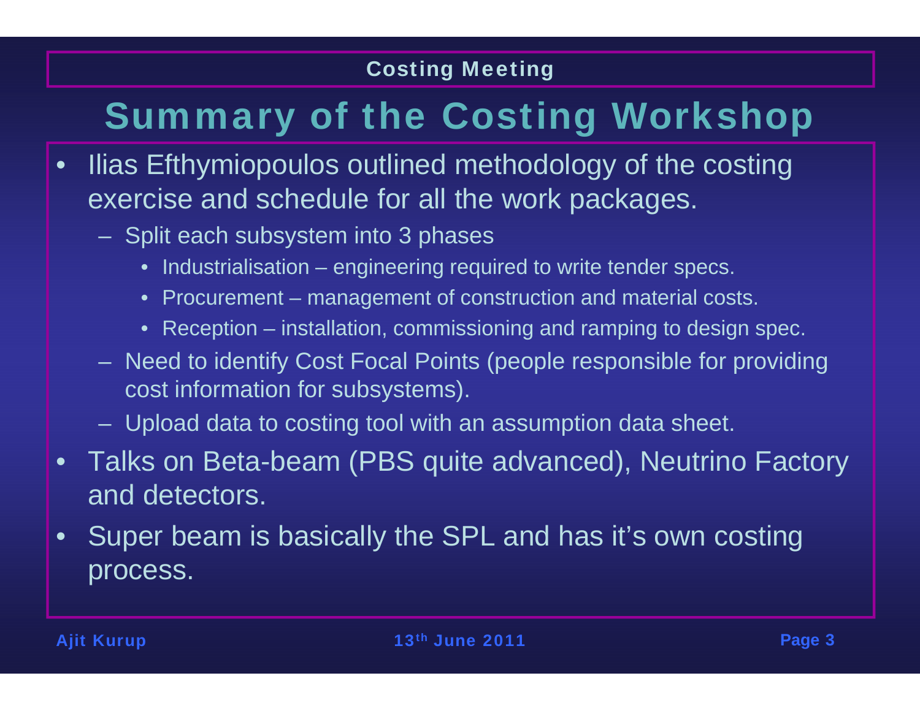# Summary of the Costing Workshop

- Ilias Efthymiopoulos outlined methodology of the costing exercise and schedule for all the work packages.
  - Split each subsystem into 3 phases
    - Industrialisation – engineering required to write tender specs.
    - Procurement – management of construction and material costs.
    - Reception – installation, commissioning and ramping to design spec.
  - Need to identify Cost Focal Points (people responsible for providing cost information for subsystems).
  - Upload data to costing tool with an assumption data sheet.
- Talks on Beta-beam (PBS quite advanced), Neutrino Factory and detectors.
- Super beam is basically the SPL and has it's own costing process.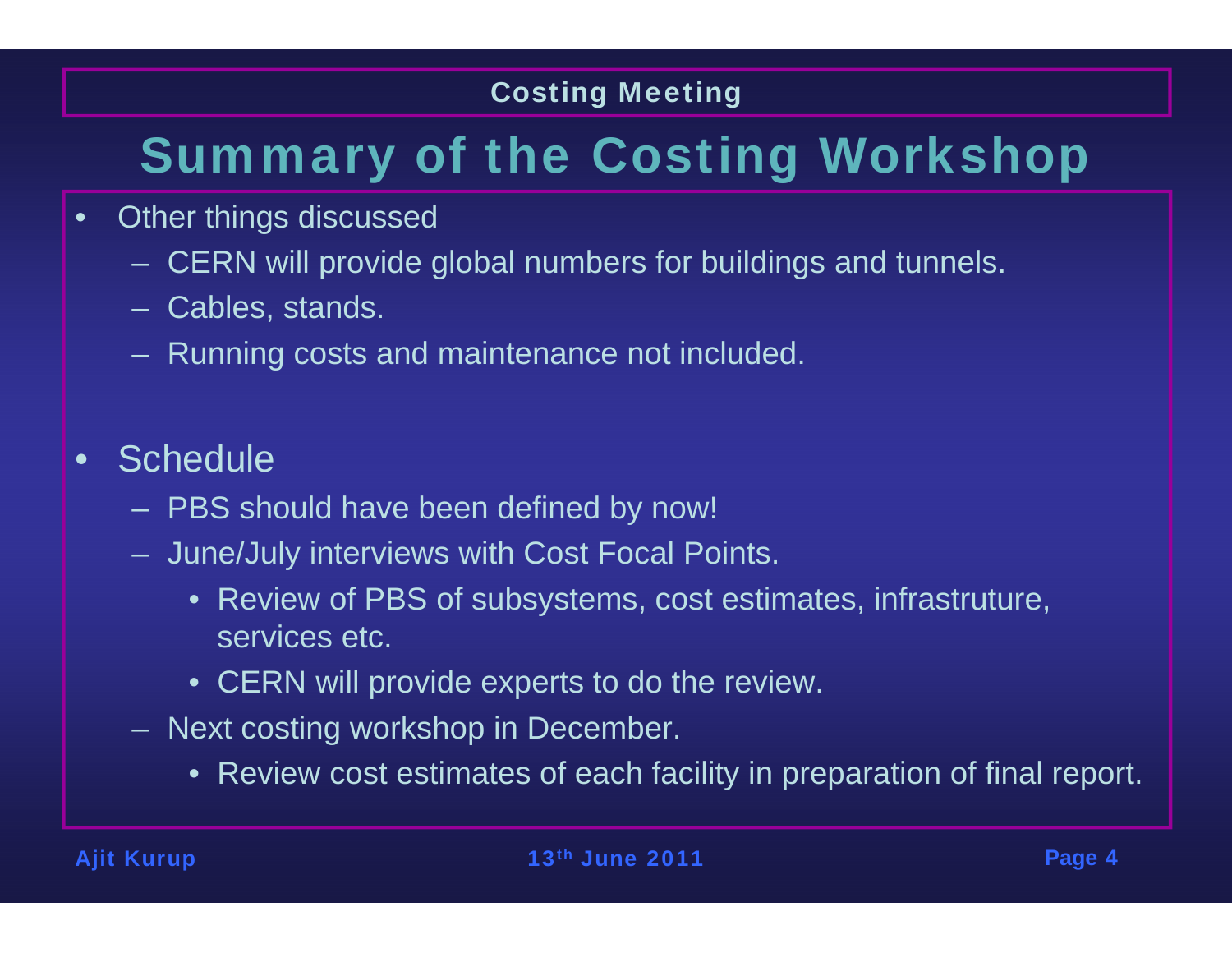# Summary of the Costing Workshop

- Other things discussed
  - CERN will provide global numbers for buildings and tunnels.
  - Cables, stands.
  - Running costs and maintenance not included.

- Schedule
  - PBS should have been defined by now!
  - June/July interviews with Cost Focal Points.
    - Review of PBS of subsystems, cost estimates, infrastruture, services etc.
    - CERN will provide experts to do the review.
  - Next costing workshop in December.
    - Review cost estimates of each facility in preparation of final report.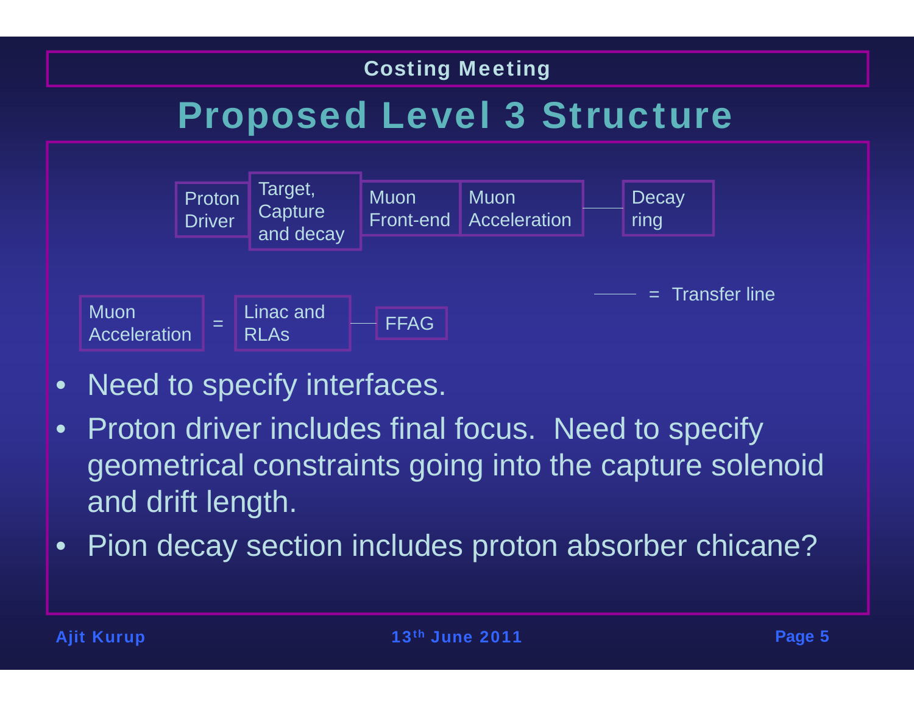# Proposed Level 3 Structure

Proton Driver | Target, Capture and decay | Muon Front-end | Muon Acceleration —— Decay ring

Muon Acceleration = Linac and RLAs —— FFAG

—— = Transfer line

- Need to specify interfaces.
- Proton driver includes final focus. Need to specify geometrical constraints going into the capture solenoid and drift length.
- Pion decay section includes proton absorber chicane?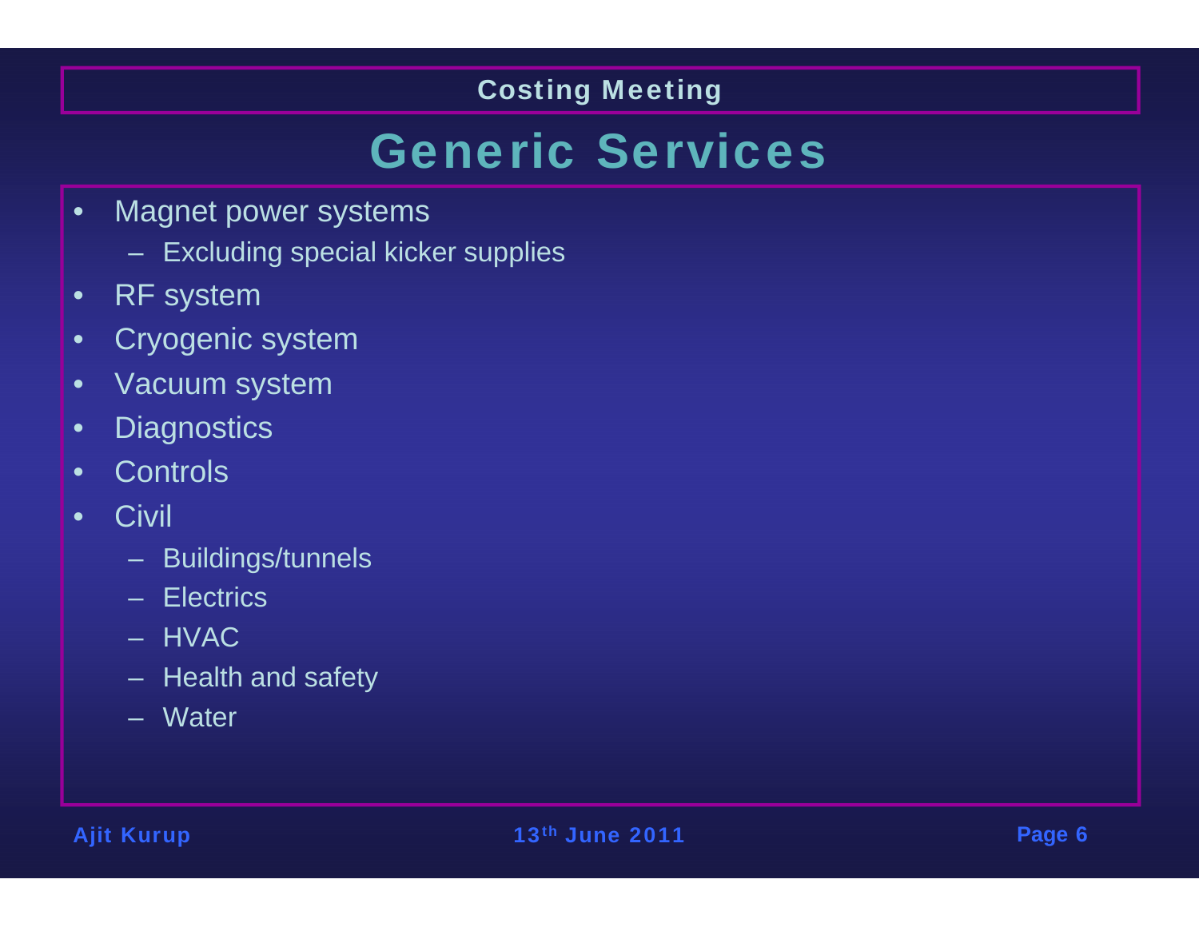# Generic Services

- Magnet power systems
  - Excluding special kicker supplies
- RF system
- Cryogenic system
- Vacuum system
- Diagnostics
- Controls
- Civil
  - Buildings/tunnels
  - Electrics
  - HVAC
  - Health and safety
  - Water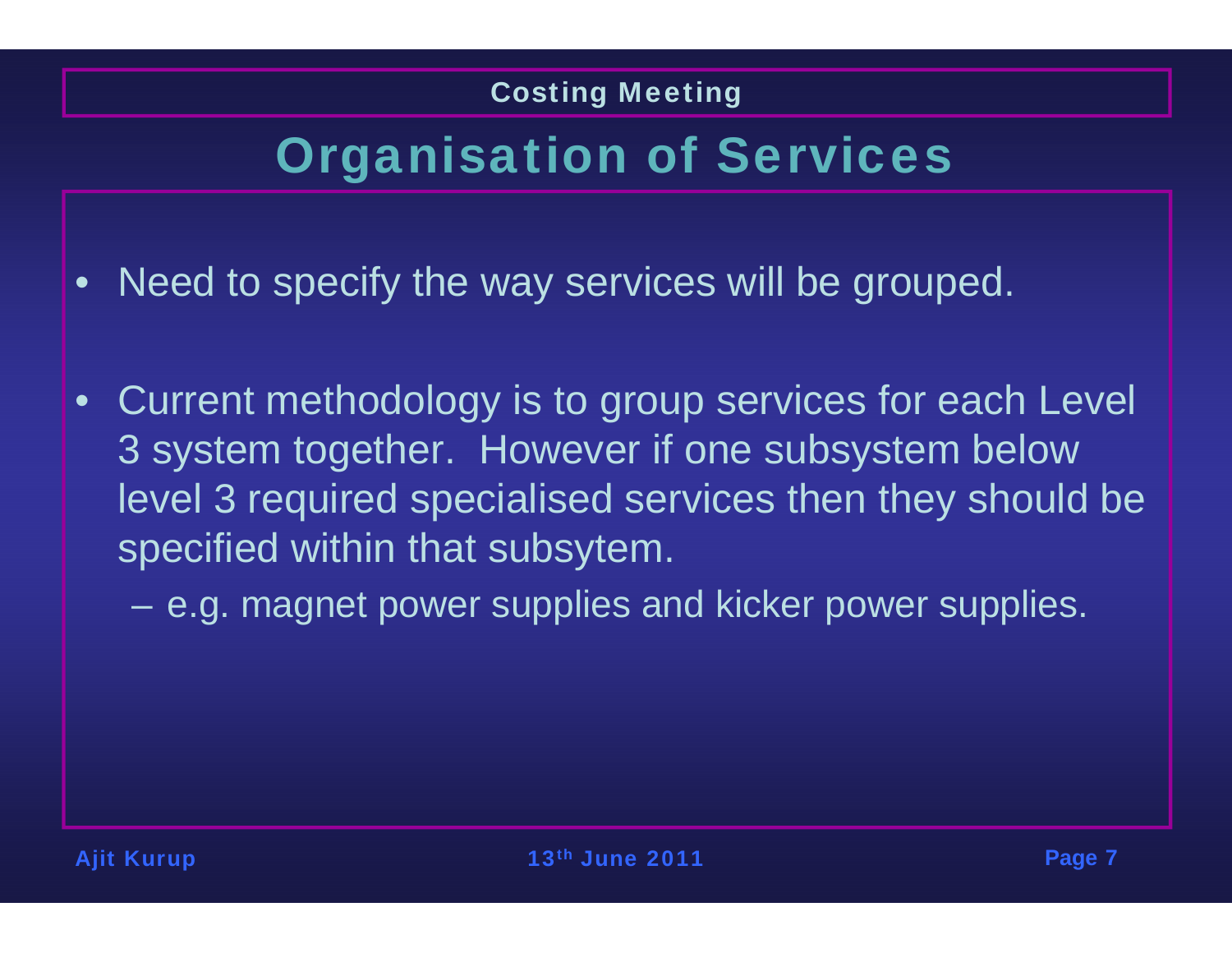# Organisation of Services

- Need to specify the way services will be grouped.
- Current methodology is to group services for each Level 3 system together. However if one subsystem below level 3 required specialised services then they should be specified within that subsytem.
  - e.g. magnet power supplies and kicker power supplies.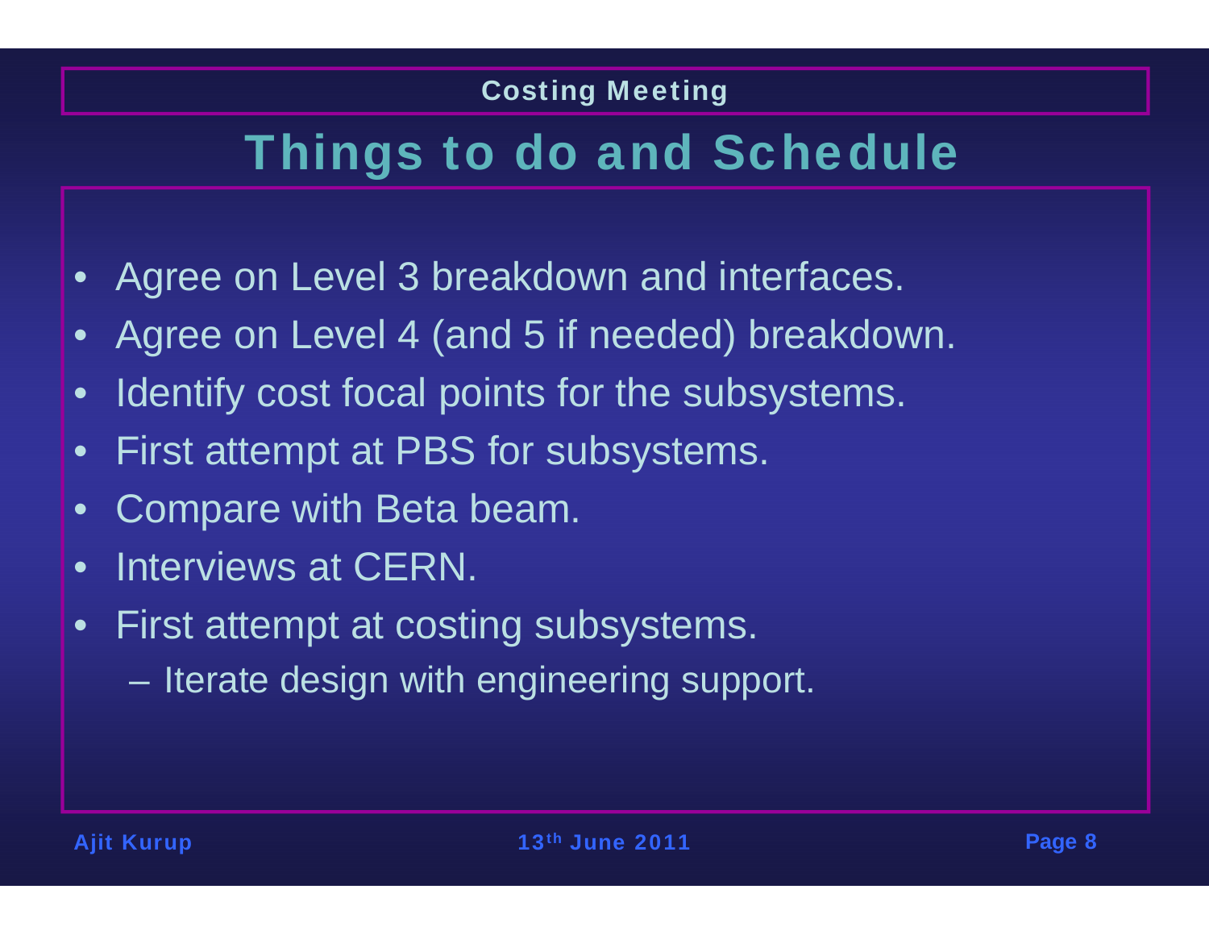# Things to do and Schedule

- Agree on Level 3 breakdown and interfaces.
- Agree on Level 4 (and 5 if needed) breakdown.
- Identify cost focal points for the subsystems.
- First attempt at PBS for subsystems.
- Compare with Beta beam.
- Interviews at CERN.
- First attempt at costing subsystems.
  - Iterate design with engineering support.